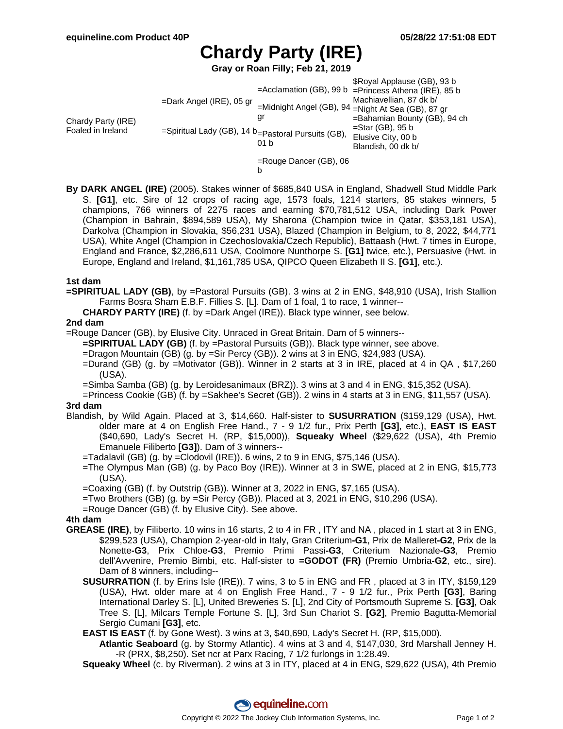# Chardy Party (IRE)

**Gray or Roan Filly; Feb 21, 2019**

| | | | |
|---|---|---|---|
| Chardy Party (IRE) Foaled in Ireland | =Dark Angel (IRE), 05 gr | =Acclamation (GB), 99 b | $Royal Applause (GB), 93 b |
| | | | =Princess Athena (IRE), 85 b |
| | | =Midnight Angel (GB), 94 gr | Machiavellian, 87 dk b/ |
| | | | =Night At Sea (GB), 87 gr |
| | =Spiritual Lady (GB), 14 b | =Pastoral Pursuits (GB), 01 b | =Bahamian Bounty (GB), 94 ch |
| | | | =Star (GB), 95 b |
| | | =Rouge Dancer (GB), 06 b | Elusive City, 00 b |
| | | | Blandish, 00 dk b/ |

**By DARK ANGEL (IRE)** (2005). Stakes winner of $685,840 USA in England, Shadwell Stud Middle Park S. **[G1]**, etc. Sire of 12 crops of racing age, 1573 foals, 1214 starters, 85 stakes winners, 5 champions, 766 winners of 2275 races and earning $70,781,512 USA, including Dark Power (Champion in Bahrain, $894,589 USA), My Sharona (Champion twice in Qatar, $353,181 USA), Darkolva (Champion in Slovakia, $56,231 USA), Blazed (Champion in Belgium, to 8, 2022, $44,771 USA), White Angel (Champion in Czechoslovakia/Czech Republic), Battaash (Hwt. 7 times in Europe, England and France, $2,286,611 USA, Coolmore Nunthorpe S. **[G1]** twice, etc.), Persuasive (Hwt. in Europe, England and Ireland, $1,161,785 USA, QIPCO Queen Elizabeth II S. **[G1]**, etc.).

**1st dam**

**=SPIRITUAL LADY (GB)**, by =Pastoral Pursuits (GB). 3 wins at 2 in ENG, $48,910 (USA), Irish Stallion Farms Bosra Sham E.B.F. Fillies S. [L]. Dam of 1 foal, 1 to race, 1 winner--

- **CHARDY PARTY (IRE)** (f. by =Dark Angel (IRE)). Black type winner, see below.

**2nd dam**

=Rouge Dancer (GB), by Elusive City. Unraced in Great Britain. Dam of 5 winners--

- **=SPIRITUAL LADY (GB)** (f. by =Pastoral Pursuits (GB)). Black type winner, see above.
- =Dragon Mountain (GB) (g. by =Sir Percy (GB)). 2 wins at 3 in ENG, $24,983 (USA).
- =Durand (GB) (g. by =Motivator (GB)). Winner in 2 starts at 3 in IRE, placed at 4 in QA , $17,260 (USA).
- =Simba Samba (GB) (g. by Leroidesanimaux (BRZ)). 3 wins at 3 and 4 in ENG, $15,352 (USA).
- =Princess Cookie (GB) (f. by =Sakhee's Secret (GB)). 2 wins in 4 starts at 3 in ENG, $11,557 (USA).

**3rd dam**

Blandish, by Wild Again. Placed at 3, $14,660. Half-sister to **SUSURRATION** ($159,129 (USA), Hwt. older mare at 4 on English Free Hand., 7 - 9 1/2 fur., Prix Perth **[G3]**, etc.), **EAST IS EAST** ($40,690, Lady's Secret H. (RP, $15,000)), **Squeaky Wheel** ($29,622 (USA), 4th Premio Emanuele Filiberto **[G3]**). Dam of 3 winners--

- =Tadalavil (GB) (g. by =Clodovil (IRE)). 6 wins, 2 to 9 in ENG, $75,146 (USA).
- =The Olympus Man (GB) (g. by Paco Boy (IRE)). Winner at 3 in SWE, placed at 2 in ENG, $15,773 (USA).
- =Coaxing (GB) (f. by Outstrip (GB)). Winner at 3, 2022 in ENG, $7,165 (USA).
- =Two Brothers (GB) (g. by =Sir Percy (GB)). Placed at 3, 2021 in ENG, $10,296 (USA).
- =Rouge Dancer (GB) (f. by Elusive City). See above.

**4th dam**

**GREASE (IRE)**, by Filiberto. 10 wins in 16 starts, 2 to 4 in FR , ITY and NA , placed in 1 start at 3 in ENG, $299,523 (USA), Champion 2-year-old in Italy, Gran Criterium**-G1**, Prix de Malleret**-G2**, Prix de la Nonette**-G3**, Prix Chloe**-G3**, Premio Primi Passi**-G3**, Criterium Nazionale**-G3**, Premio dell'Avvenire, Premio Bimbi, etc. Half-sister to **=GODOT (FR)** (Premio Umbria**-G2**, etc., sire). Dam of 8 winners, including--

- **SUSURRATION** (f. by Erins Isle (IRE)). 7 wins, 3 to 5 in ENG and FR , placed at 3 in ITY, $159,129 (USA), Hwt. older mare at 4 on English Free Hand., 7 - 9 1/2 fur., Prix Perth **[G3]**, Baring International Darley S. [L], United Breweries S. [L], 2nd City of Portsmouth Supreme S. **[G3]**, Oak Tree S. [L], Milcars Temple Fortune S. [L], 3rd Sun Chariot S. **[G2]**, Premio Bagutta-Memorial Sergio Cumani **[G3]**, etc.
- **EAST IS EAST** (f. by Gone West). 3 wins at 3, $40,690, Lady's Secret H. (RP, $15,000).
  - **Atlantic Seaboard** (g. by Stormy Atlantic). 4 wins at 3 and 4, $147,030, 3rd Marshall Jenney H. -R (PRX, $8,250). Set ncr at Parx Racing, 7 1/2 furlongs in 1:28.49.
- **Squeaky Wheel** (c. by Riverman). 2 wins at 3 in ITY, placed at 4 in ENG, $29,622 (USA), 4th Premio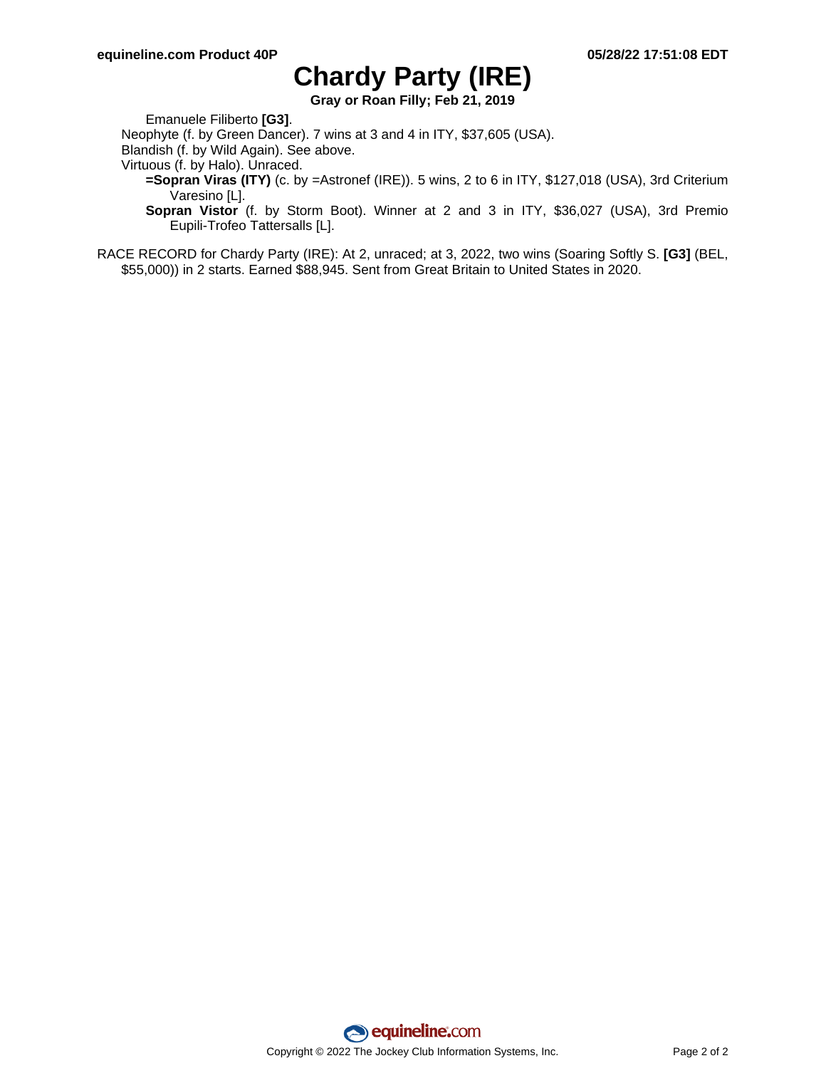# Chardy Party (IRE)

**Gray or Roan Filly; Feb 21, 2019**

Emanuele Filiberto **[G3]**.

Neophyte (f. by Green Dancer). 7 wins at 3 and 4 in ITY, $37,605 (USA).

Blandish (f. by Wild Again). See above.

Virtuous (f. by Halo). Unraced.

**=Sopran Viras (ITY)** (c. by =Astronef (IRE)). 5 wins, 2 to 6 in ITY, $127,018 (USA), 3rd Criterium Varesino [L].

**Sopran Vistor** (f. by Storm Boot). Winner at 2 and 3 in ITY, $36,027 (USA), 3rd Premio Eupili-Trofeo Tattersalls [L].

RACE RECORD for Chardy Party (IRE): At 2, unraced; at 3, 2022, two wins (Soaring Softly S. **[G3]** (BEL, $55,000)) in 2 starts. Earned $88,945. Sent from Great Britain to United States in 2020.